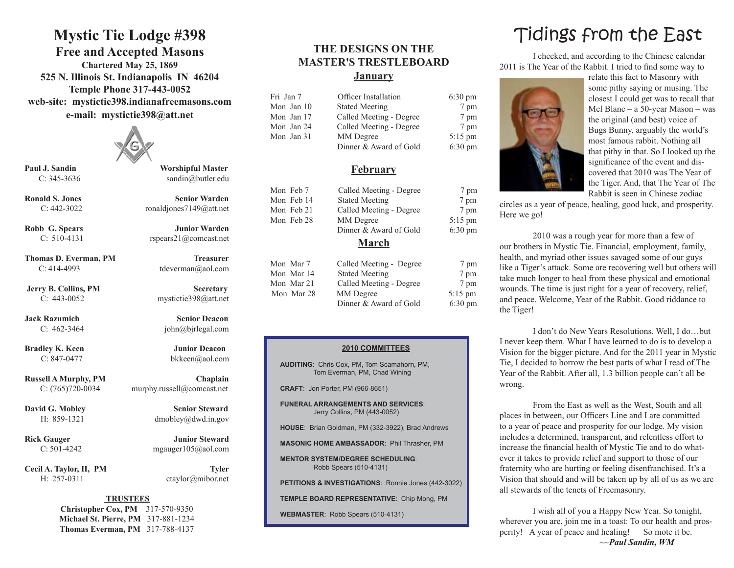# Mystic Tie Lodge #398

## Free and Accepted Masons

**Chartered May 25, 1869**

**525 N. Illinois St. Indianapolis IN 46204**

**Temple Phone 317-443-0052**

**web-site: mystictie398.indianafreemasons.com**

**e-mail: mystictie398@att.net**

| Name | Office |
|---|---|
| **Paul J. Sandin**<br>C: 345-3636 | **Worshipful Master**<br>sandin@butler.edu |
| **Ronald S. Jones**<br>C: 442-3022 | **Senior Warden**<br>ronaldjones7149@att.net |
| **Robb G. Spears**<br>C: 510-4131 | **Junior Warden**<br>rspears21@comcast.net |
| **Thomas D. Everman, PM**<br>C: 414-4993 | **Treasurer**<br>tdeverman@aol.com |
| **Jerry B. Collins, PM**<br>C: 443-0052 | **Secretary**<br>mystictie398@att.net |
| **Jack Razumich**<br>C: 462-3464 | **Senior Deacon**<br>john@bjrlegal.com |
| **Bradley K. Keen**<br>C: 847-0477 | **Junior Deacon**<br>bkkeen@aol.com |
| **Russell A Murphy, PM**<br>C: (765)720-0034 | **Chaplain**<br>murphy.russell@comcast.net |
| **David G. Mobley**<br>H: 859-1321 | **Senior Steward**<br>dmobley@dwd.in.gov |
| **Rick Gauger**<br>C: 501-4242 | **Junior Steward**<br>mgauger105@aol.com |
| **Cecil A. Taylor, II, PM**<br>H: 257-0311 | **Tyler**<br>ctaylor@mibor.net |

**TRUSTEES**

**Christopher Cox, PM** 317-570-9350
**Michael St. Pierre, PM** 317-881-1234
**Thomas Everman, PM** 317-788-4137

## THE DESIGNS ON THE MASTER'S TRESTLEBOARD

### January

| Date | Event | Time |
|---|---|---|
| Fri Jan 7 | Officer Installation | 6:30 pm |
| Mon Jan 10 | Stated Meeting | 7 pm |
| Mon Jan 17 | Called Meeting - Degree | 7 pm |
| Mon Jan 24 | Called Meeting - Degree | 7 pm |
| Mon Jan 31 | MM Degree | 5:15 pm |
| | Dinner & Award of Gold | 6:30 pm |

### February

| Date | Event | Time |
|---|---|---|
| Mon Feb 7 | Called Meeting - Degree | 7 pm |
| Mon Feb 14 | Stated Meeting | 7 pm |
| Mon Feb 21 | Called Meeting - Degree | 7 pm |
| Mon Feb 28 | MM Degree | 5:15 pm |
| | Dinner & Award of Gold | 6:30 pm |

### March

| Date | Event | Time |
|---|---|---|
| Mon Mar 7 | Called Meeting - Degree | 7 pm |
| Mon Mar 14 | Stated Meeting | 7 pm |
| Mon Mar 21 | Called Meeting - Degree | 7 pm |
| Mon Mar 28 | MM Degree | 5:15 pm |
| | Dinner & Award of Gold | 6:30 pm |

**2010 COMMITTEES**

**AUDITING**: Chris Cox, PM, Tom Scamahorn, PM, Tom Everman, PM, Chad Wining

**CRAFT**: Jon Porter, PM (966-8651)

**FUNERAL ARRANGEMENTS AND SERVICES**: Jerry Collins, PM (443-0052)

**HOUSE**: Brian Goldman, PM (332-3922), Brad Andrews

**MASONIC HOME AMBASSADOR**: Phil Thrasher, PM

**MENTOR SYSTEM/DEGREE SCHEDULING**: Robb Spears (510-4131)

**PETITIONS & INVESTIGATIONS**: Ronnie Jones (442-3022)

**TEMPLE BOARD REPRESENTATIVE**: Chip Mong, PM

**WEBMASTER**: Robb Spears (510-4131)

# Tidings from the East

I checked, and according to the Chinese calendar 2011 is The Year of the Rabbit. I tried to find some way to relate this fact to Masonry with some pithy saying or musing. The closest I could get was to recall that Mel Blanc – a 50-year Mason – was the original (and best) voice of Bugs Bunny, arguably the world's most famous rabbit. Nothing all that pithy in that. So I looked up the significance of the event and discovered that 2010 was The Year of the Tiger. And, that The Year of The Rabbit is seen in Chinese zodiac circles as a year of peace, healing, good luck, and prosperity. Here we go!

2010 was a rough year for more than a few of our brothers in Mystic Tie. Financial, employment, family, health, and myriad other issues savaged some of our guys like a Tiger's attack. Some are recovering well but others will take much longer to heal from these physical and emotional wounds. The time is just right for a year of recovery, relief, and peace. Welcome, Year of the Rabbit. Good riddance to the Tiger!

I don't do New Years Resolutions. Well, I do…but I never keep them. What I have learned to do is to develop a Vision for the bigger picture. And for the 2011 year in Mystic Tie, I decided to borrow the best parts of what I read of The Year of the Rabbit. After all, 1.3 billion people can't all be wrong.

From the East as well as the West, South and all places in between, our Officers Line and I are committed to a year of peace and prosperity for our lodge. My vision includes a determined, transparent, and relentless effort to increase the financial health of Mystic Tie and to do whatever it takes to provide relief and support to those of our fraternity who are hurting or feeling disenfranchised. It's a Vision that should and will be taken up by all of us as we are all stewards of the tenets of Freemasonry.

I wish all of you a Happy New Year. So tonight, wherever you are, join me in a toast: To our health and prosperity! A year of peace and healing! So mote it be.

~~***Paul Sandin, WM***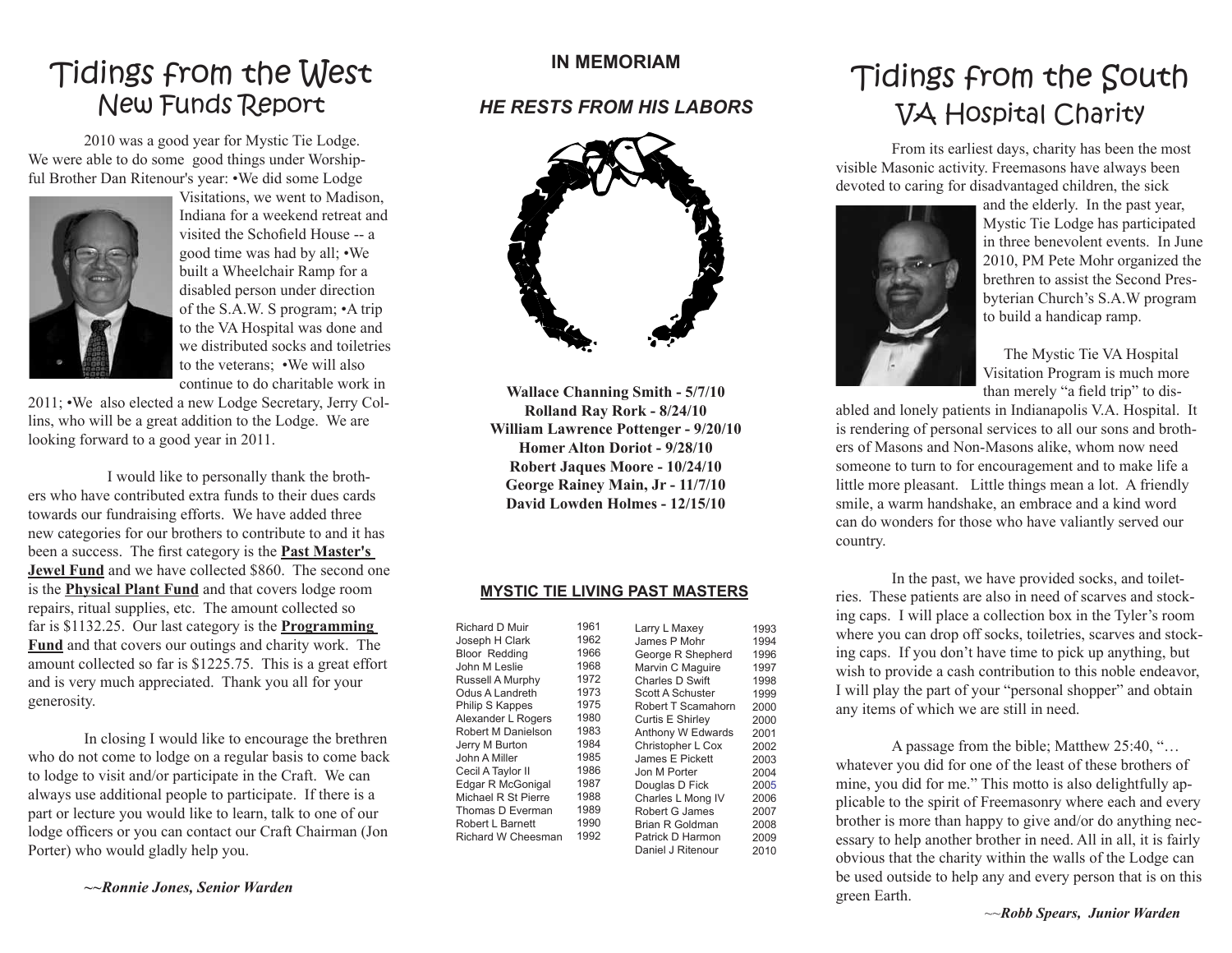# Tidings from the West

## New Funds Report

2010 was a good year for Mystic Tie Lodge. We were able to do some good things under Worshipful Brother Dan Ritenour's year: •We did some Lodge Visitations, we went to Madison, Indiana for a weekend retreat and visited the Schofield House -- a good time was had by all; •We built a Wheelchair Ramp for a disabled person under direction of the S.A.W. S program; •A trip to the VA Hospital was done and we distributed socks and toiletries to the veterans; •We will also continue to do charitable work in 2011; •We also elected a new Lodge Secretary, Jerry Collins, who will be a great addition to the Lodge. We are looking forward to a good year in 2011.

I would like to personally thank the brothers who have contributed extra funds to their dues cards towards our fundraising efforts. We have added three new categories for our brothers to contribute to and it has been a success. The first category is the **Past Master's Jewel Fund** and we have collected $860. The second one is the **Physical Plant Fund** and that covers lodge room repairs, ritual supplies, etc. The amount collected so far is $1132.25. Our last category is the **Programming Fund** and that covers our outings and charity work. The amount collected so far is $1225.75. This is a great effort and is very much appreciated. Thank you all for your generosity.

In closing I would like to encourage the brethren who do not come to lodge on a regular basis to come back to lodge to visit and/or participate in the Craft. We can always use additional people to participate. If there is a part or lecture you would like to learn, talk to one of our lodge officers or you can contact our Craft Chairman (Jon Porter) who would gladly help you.

***~~Ronnie Jones, Senior Warden***

## IN MEMORIAM

### *HE RESTS FROM HIS LABORS*

**Wallace Channing Smith - 5/7/10**
**Rolland Ray Rork - 8/24/10**
**William Lawrence Pottenger - 9/20/10**
**Homer Alton Doriot - 9/28/10**
**Robert Jaques Moore - 10/24/10**
**George Rainey Main, Jr - 11/7/10**
**David Lowden Holmes - 12/15/10**

## MYSTIC TIE LIVING PAST MASTERS

| Name | Year | Name | Year |
|---|---|---|---|
| Richard D Muir | 1961 | Larry L Maxey | 1993 |
| Joseph H Clark | 1962 | James P Mohr | 1994 |
| Bloor Redding | 1966 | George R Shepherd | 1996 |
| John M Leslie | 1968 | Marvin C Maguire | 1997 |
| Russell A Murphy | 1972 | Charles D Swift | 1998 |
| Odus A Landreth | 1973 | Scott A Schuster | 1999 |
| Philip S Kappes | 1975 | Robert T Scamahorn | 2000 |
| Alexander L Rogers | 1980 | Curtis E Shirley | 2000 |
| Robert M Danielson | 1983 | Anthony W Edwards | 2001 |
| Jerry M Burton | 1984 | Christopher L Cox | 2002 |
| John A Miller | 1985 | James E Pickett | 2003 |
| Cecil A Taylor II | 1986 | Jon M Porter | 2004 |
| Edgar R McGonigal | 1987 | Douglas D Fick | 2005 |
| Michael R St Pierre | 1988 | Charles L Mong IV | 2006 |
| Thomas D Everman | 1989 | Robert G James | 2007 |
| Robert L Barnett | 1990 | Brian R Goldman | 2008 |
| Richard W Cheesman | 1992 | Patrick D Harmon | 2009 |
| | | Daniel J Ritenour | 2010 |

# Tidings from the South

## VA Hospital Charity

From its earliest days, charity has been the most visible Masonic activity. Freemasons have always been devoted to caring for disadvantaged children, the sick and the elderly. In the past year, Mystic Tie Lodge has participated in three benevolent events. In June 2010, PM Pete Mohr organized the brethren to assist the Second Presbyterian Church's S.A.W program to build a handicap ramp.

The Mystic Tie VA Hospital Visitation Program is much more than merely "a field trip" to disabled and lonely patients in Indianapolis V.A. Hospital. It is rendering of personal services to all our sons and brothers of Masons and Non-Masons alike, whom now need someone to turn to for encouragement and to make life a little more pleasant. Little things mean a lot. A friendly smile, a warm handshake, an embrace and a kind word can do wonders for those who have valiantly served our country.

In the past, we have provided socks, and toiletries. These patients are also in need of scarves and stocking caps. I will place a collection box in the Tyler's room where you can drop off socks, toiletries, scarves and stocking caps. If you don't have time to pick up anything, but wish to provide a cash contribution to this noble endeavor, I will play the part of your "personal shopper" and obtain any items of which we are still in need.

A passage from the bible; Matthew 25:40, "…whatever you did for one of the least of these brothers of mine, you did for me." This motto is also delightfully applicable to the spirit of Freemasonry where each and every brother is more than happy to give and/or do anything necessary to help another brother in need. All in all, it is fairly obvious that the charity within the walls of the Lodge can be used outside to help any and every person that is on this green Earth.

***~~Robb Spears, Junior Warden***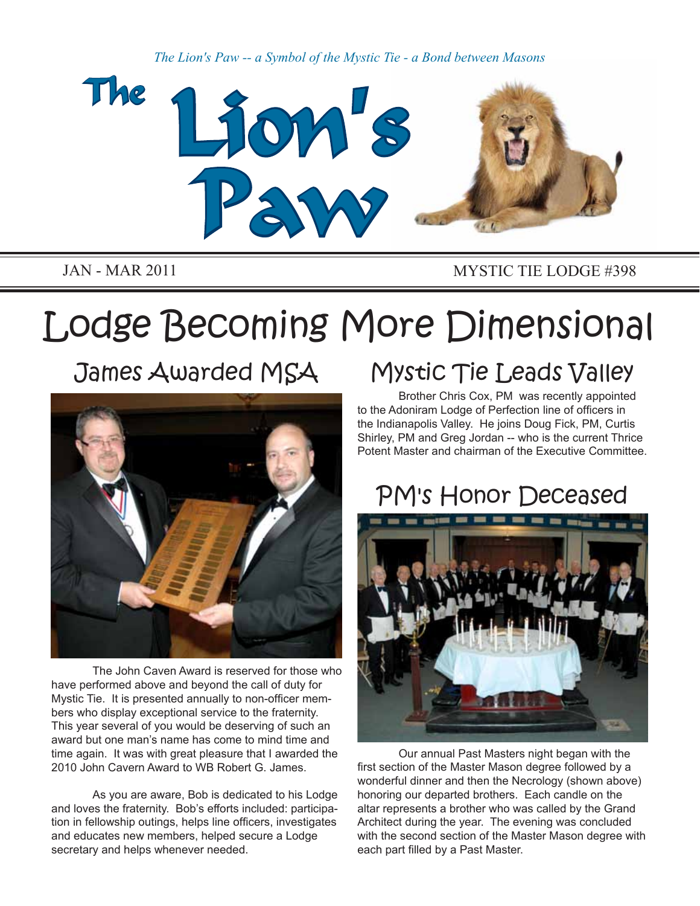*The Lion's Paw -- a Symbol of the Mystic Tie - a Bond between Masons*

# The Lion's Paw

JAN - MAR 2011 MYSTIC TIE LODGE #398

# Lodge Becoming More Dimensional

## James Awarded MSA

The John Caven Award is reserved for those who have performed above and beyond the call of duty for Mystic Tie. It is presented annually to non-officer members who display exceptional service to the fraternity. This year several of you would be deserving of such an award but one man's name has come to mind time and time again. It was with great pleasure that I awarded the 2010 John Cavern Award to WB Robert G. James.

As you are aware, Bob is dedicated to his Lodge and loves the fraternity. Bob's efforts included: participation in fellowship outings, helps line officers, investigates and educates new members, helped secure a Lodge secretary and helps whenever needed.

## Mystic Tie Leads Valley

Brother Chris Cox, PM was recently appointed to the Adoniram Lodge of Perfection line of officers in the Indianapolis Valley. He joins Doug Fick, PM, Curtis Shirley, PM and Greg Jordan -- who is the current Thrice Potent Master and chairman of the Executive Committee.

## PM's Honor Deceased

Our annual Past Masters night began with the first section of the Master Mason degree followed by a wonderful dinner and then the Necrology (shown above) honoring our departed brothers. Each candle on the altar represents a brother who was called by the Grand Architect during the year. The evening was concluded with the second section of the Master Mason degree with each part filled by a Past Master.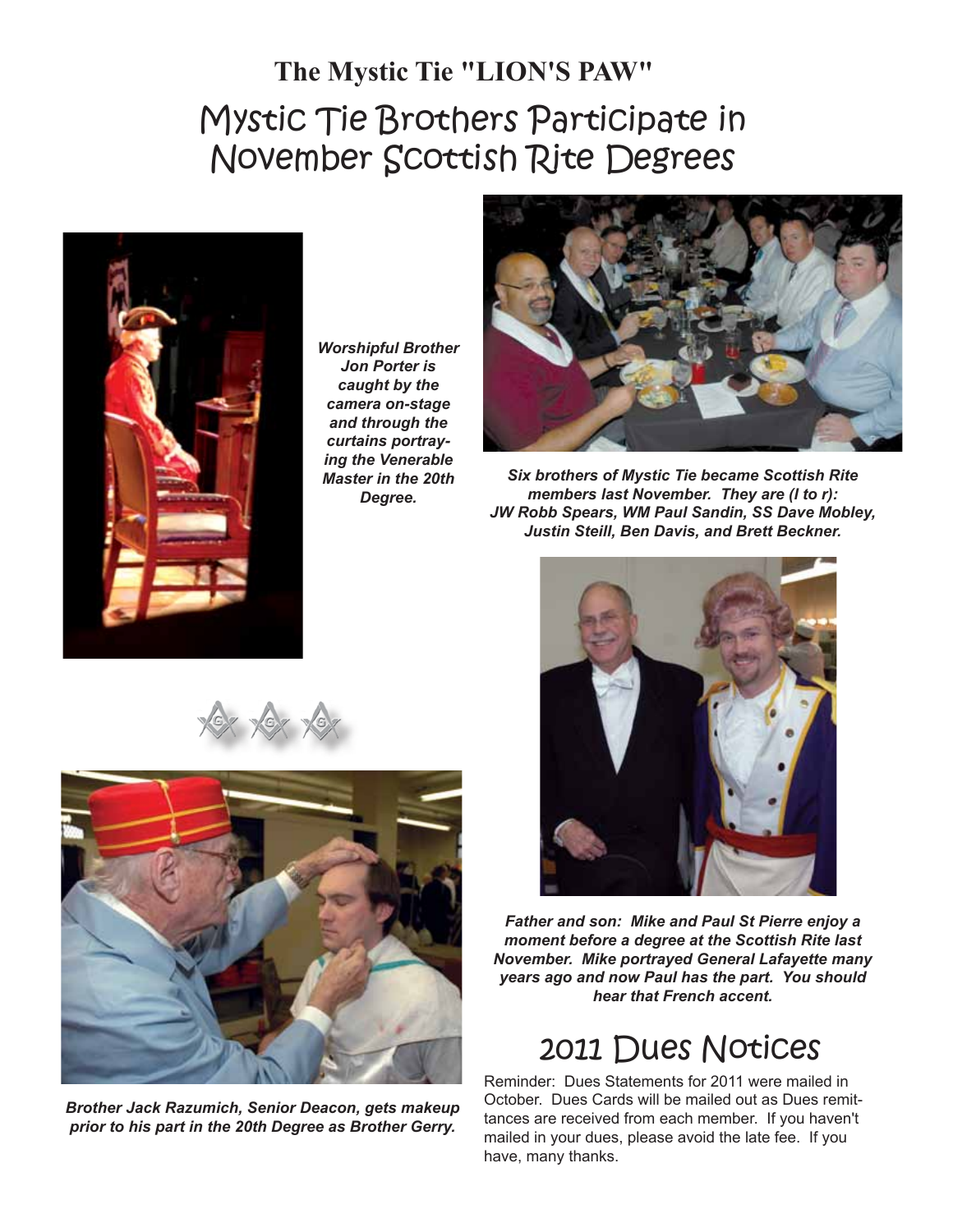**The Mystic Tie "LION'S PAW"**

# Mystic Tie Brothers Participate in November Scottish Rite Degrees

*Worshipful Brother Jon Porter is caught by the camera on-stage and through the curtains portraying the Venerable Master in the 20th Degree.*

*Six brothers of Mystic Tie became Scottish Rite members last November. They are (l to r): JW Robb Spears, WM Paul Sandin, SS Dave Mobley, Justin Steill, Ben Davis, and Brett Beckner.*

*Father and son: Mike and Paul St Pierre enjoy a moment before a degree at the Scottish Rite last November. Mike portrayed General Lafayette many years ago and now Paul has the part. You should hear that French accent.*

*Brother Jack Razumich, Senior Deacon, gets makeup prior to his part in the 20th Degree as Brother Gerry.*

## 2011 Dues Notices

Reminder: Dues Statements for 2011 were mailed in October. Dues Cards will be mailed out as Dues remittances are received from each member. If you haven't mailed in your dues, please avoid the late fee. If you have, many thanks.